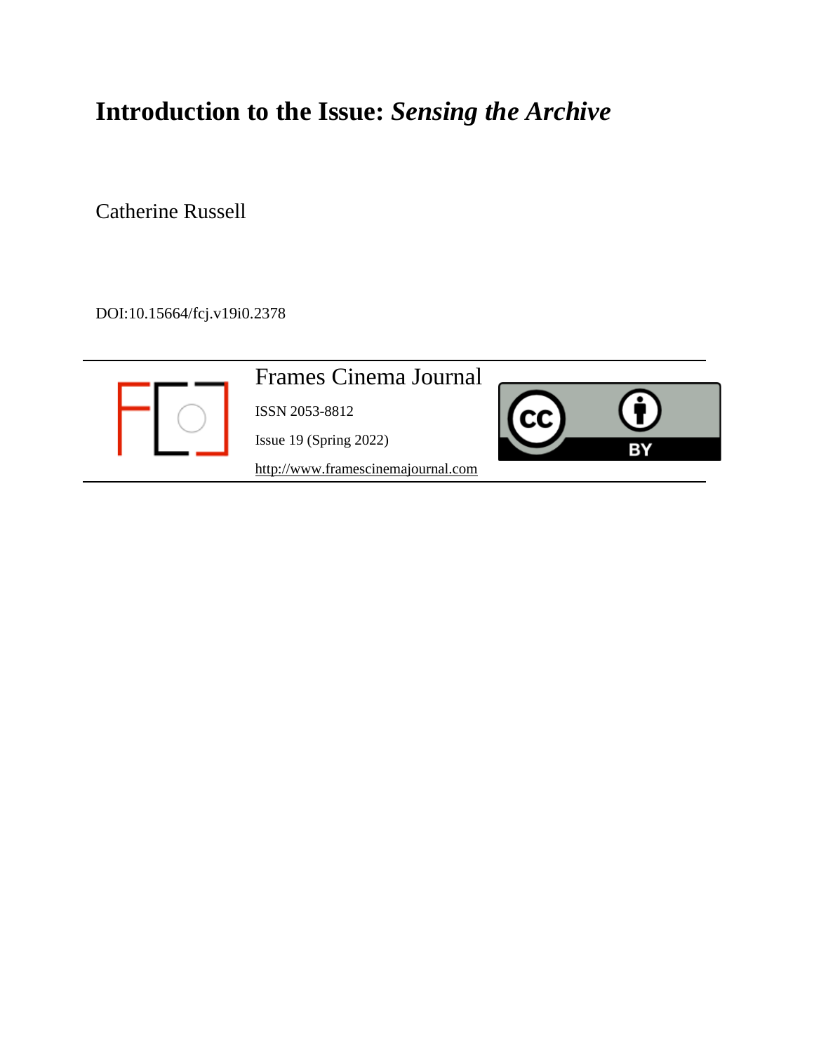# Introduction to the Issue: *Sensing the Archive*

Catherine Russell

DOI:10.15664/fcj.v19i0.2378

Frames Cinema Journal

ISSN 2053-8812

Issue 19 (Spring 2022)

http://www.framescinemajournal.com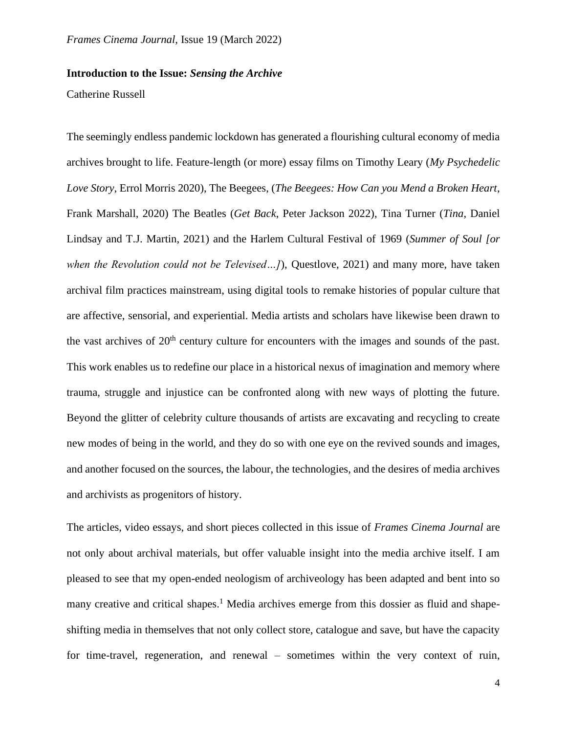**Introduction to the Issue: *Sensing the Archive***

Catherine Russell

The seemingly endless pandemic lockdown has generated a flourishing cultural economy of media archives brought to life. Feature-length (or more) essay films on Timothy Leary (*My Psychedelic Love Story*, Errol Morris 2020), The Beegees, (*The Beegees: How Can you Mend a Broken Heart*, Frank Marshall, 2020) The Beatles (*Get Back*, Peter Jackson 2022), Tina Turner (*Tina*, Daniel Lindsay and T.J. Martin, 2021) and the Harlem Cultural Festival of 1969 (*Summer of Soul [or when the Revolution could not be Televised…]*), Questlove, 2021) and many more, have taken archival film practices mainstream, using digital tools to remake histories of popular culture that are affective, sensorial, and experiential. Media artists and scholars have likewise been drawn to the vast archives of 20th century culture for encounters with the images and sounds of the past. This work enables us to redefine our place in a historical nexus of imagination and memory where trauma, struggle and injustice can be confronted along with new ways of plotting the future. Beyond the glitter of celebrity culture thousands of artists are excavating and recycling to create new modes of being in the world, and they do so with one eye on the revived sounds and images, and another focused on the sources, the labour, the technologies, and the desires of media archives and archivists as progenitors of history.

The articles, video essays, and short pieces collected in this issue of *Frames Cinema Journal* are not only about archival materials, but offer valuable insight into the media archive itself. I am pleased to see that my open-ended neologism of archiveology has been adapted and bent into so many creative and critical shapes.[1] Media archives emerge from this dossier as fluid and shape-shifting media in themselves that not only collect store, catalogue and save, but have the capacity for time-travel, regeneration, and renewal – sometimes within the very context of ruin,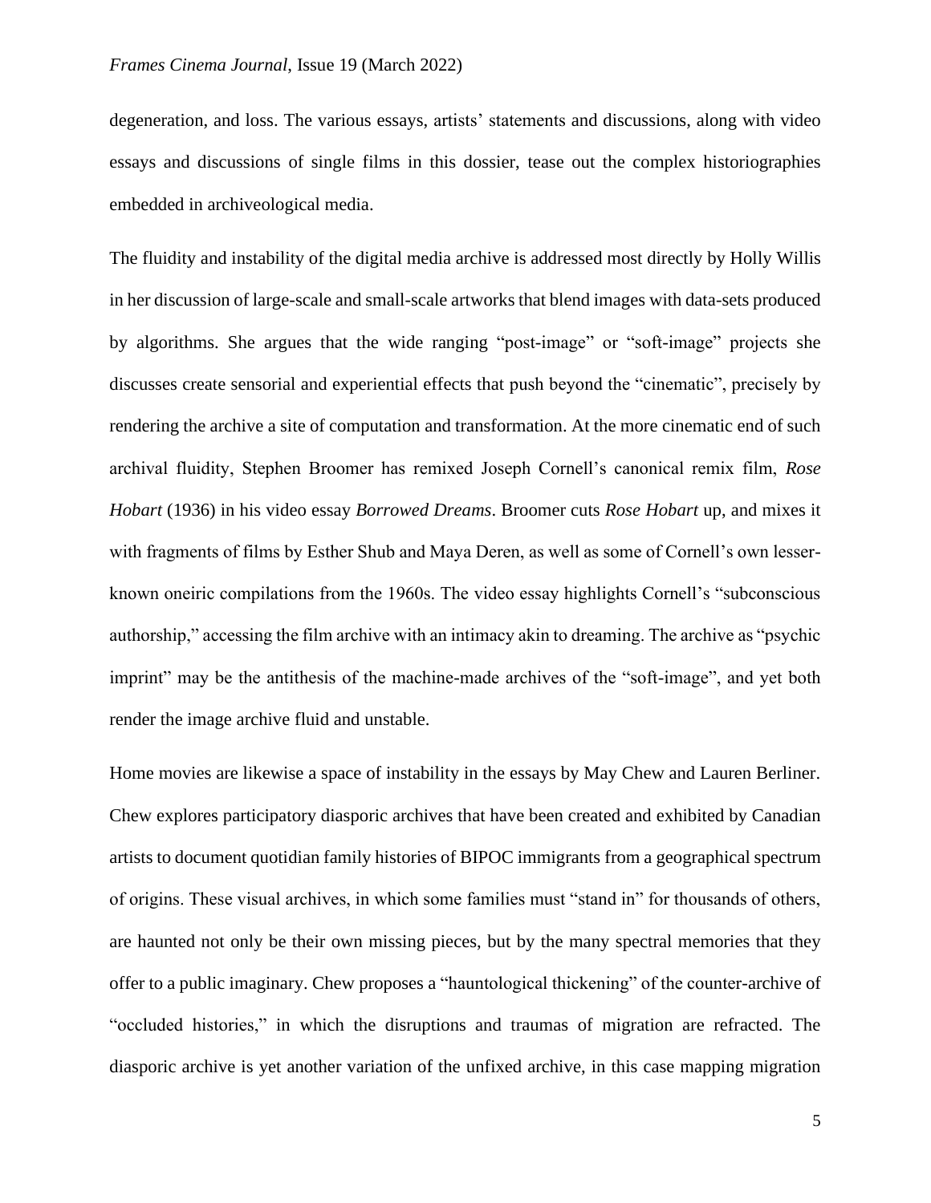degeneration, and loss. The various essays, artists' statements and discussions, along with video essays and discussions of single films in this dossier, tease out the complex historiographies embedded in archiveological media.

The fluidity and instability of the digital media archive is addressed most directly by Holly Willis in her discussion of large-scale and small-scale artworks that blend images with data-sets produced by algorithms. She argues that the wide ranging "post-image" or "soft-image" projects she discusses create sensorial and experiential effects that push beyond the "cinematic", precisely by rendering the archive a site of computation and transformation. At the more cinematic end of such archival fluidity, Stephen Broomer has remixed Joseph Cornell's canonical remix film, *Rose Hobart* (1936) in his video essay *Borrowed Dreams*. Broomer cuts *Rose Hobart* up, and mixes it with fragments of films by Esther Shub and Maya Deren, as well as some of Cornell's own lesser-known oneiric compilations from the 1960s. The video essay highlights Cornell's "subconscious authorship," accessing the film archive with an intimacy akin to dreaming. The archive as "psychic imprint" may be the antithesis of the machine-made archives of the "soft-image", and yet both render the image archive fluid and unstable.

Home movies are likewise a space of instability in the essays by May Chew and Lauren Berliner. Chew explores participatory diasporic archives that have been created and exhibited by Canadian artists to document quotidian family histories of BIPOC immigrants from a geographical spectrum of origins. These visual archives, in which some families must "stand in" for thousands of others, are haunted not only be their own missing pieces, but by the many spectral memories that they offer to a public imaginary. Chew proposes a "hauntological thickening" of the counter-archive of "occluded histories," in which the disruptions and traumas of migration are refracted. The diasporic archive is yet another variation of the unfixed archive, in this case mapping migration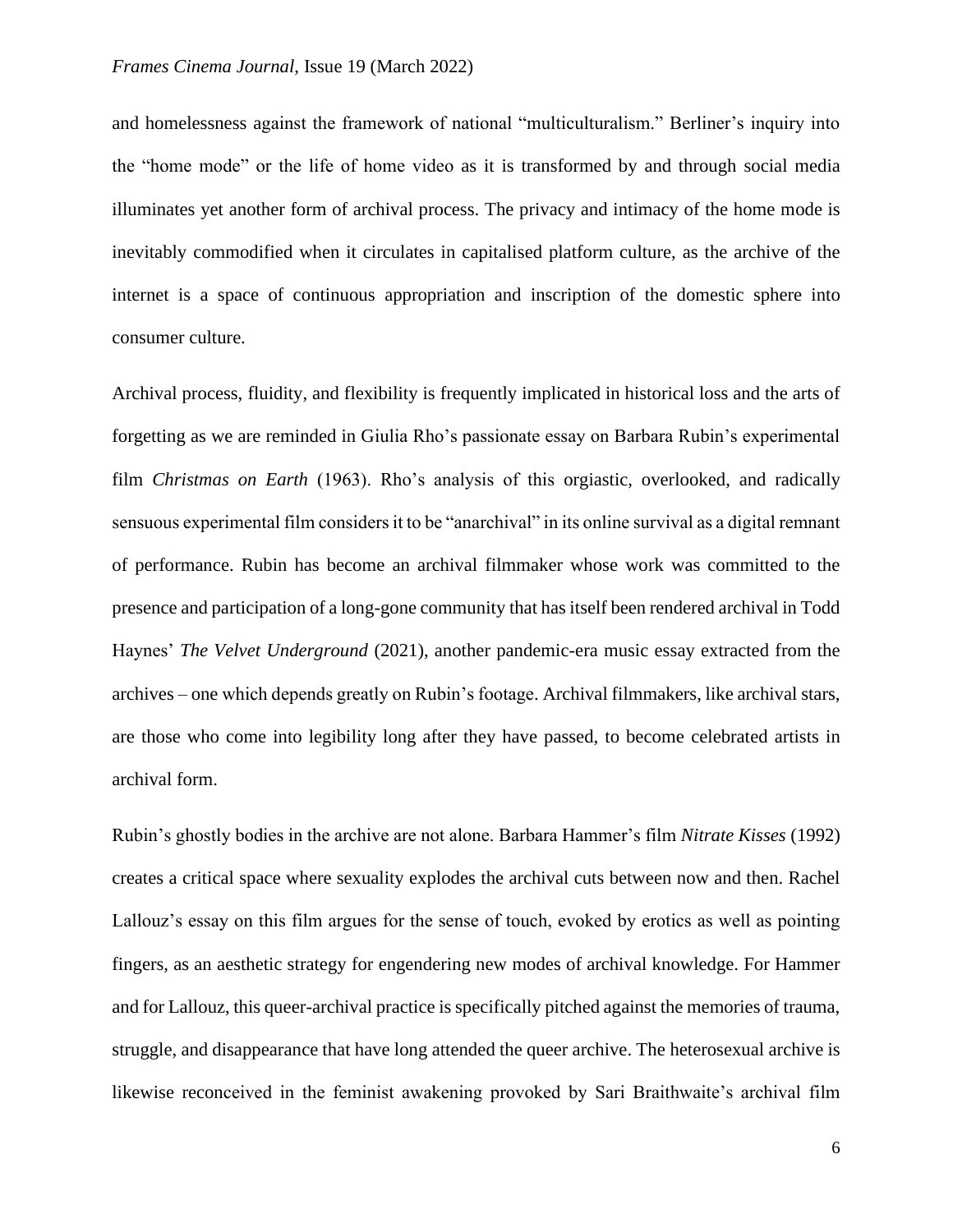and homelessness against the framework of national "multiculturalism." Berliner's inquiry into the "home mode" or the life of home video as it is transformed by and through social media illuminates yet another form of archival process. The privacy and intimacy of the home mode is inevitably commodified when it circulates in capitalised platform culture, as the archive of the internet is a space of continuous appropriation and inscription of the domestic sphere into consumer culture.

Archival process, fluidity, and flexibility is frequently implicated in historical loss and the arts of forgetting as we are reminded in Giulia Rho's passionate essay on Barbara Rubin's experimental film *Christmas on Earth* (1963). Rho's analysis of this orgiastic, overlooked, and radically sensuous experimental film considers it to be "anarchival" in its online survival as a digital remnant of performance. Rubin has become an archival filmmaker whose work was committed to the presence and participation of a long-gone community that has itself been rendered archival in Todd Haynes' *The Velvet Underground* (2021), another pandemic-era music essay extracted from the archives – one which depends greatly on Rubin's footage. Archival filmmakers, like archival stars, are those who come into legibility long after they have passed, to become celebrated artists in archival form.

Rubin's ghostly bodies in the archive are not alone. Barbara Hammer's film *Nitrate Kisses* (1992) creates a critical space where sexuality explodes the archival cuts between now and then. Rachel Lallouz's essay on this film argues for the sense of touch, evoked by erotics as well as pointing fingers, as an aesthetic strategy for engendering new modes of archival knowledge. For Hammer and for Lallouz, this queer-archival practice is specifically pitched against the memories of trauma, struggle, and disappearance that have long attended the queer archive. The heterosexual archive is likewise reconceived in the feminist awakening provoked by Sari Braithwaite's archival film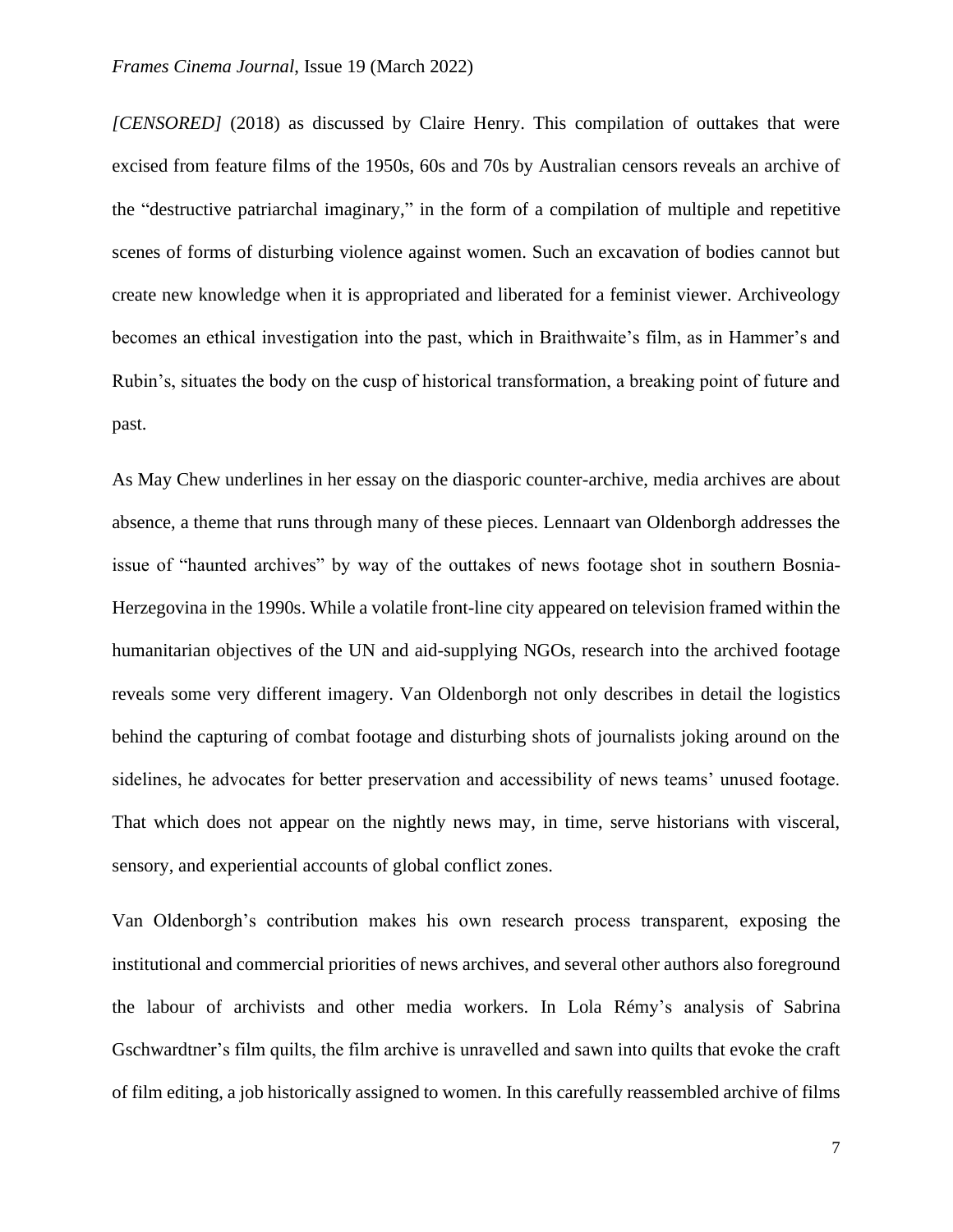*[CENSORED]* (2018) as discussed by Claire Henry. This compilation of outtakes that were excised from feature films of the 1950s, 60s and 70s by Australian censors reveals an archive of the "destructive patriarchal imaginary," in the form of a compilation of multiple and repetitive scenes of forms of disturbing violence against women. Such an excavation of bodies cannot but create new knowledge when it is appropriated and liberated for a feminist viewer. Archiveology becomes an ethical investigation into the past, which in Braithwaite's film, as in Hammer's and Rubin's, situates the body on the cusp of historical transformation, a breaking point of future and past.

As May Chew underlines in her essay on the diasporic counter-archive, media archives are about absence, a theme that runs through many of these pieces. Lennaart van Oldenborgh addresses the issue of "haunted archives" by way of the outtakes of news footage shot in southern Bosnia-Herzegovina in the 1990s. While a volatile front-line city appeared on television framed within the humanitarian objectives of the UN and aid-supplying NGOs, research into the archived footage reveals some very different imagery. Van Oldenborgh not only describes in detail the logistics behind the capturing of combat footage and disturbing shots of journalists joking around on the sidelines, he advocates for better preservation and accessibility of news teams' unused footage. That which does not appear on the nightly news may, in time, serve historians with visceral, sensory, and experiential accounts of global conflict zones.

Van Oldenborgh's contribution makes his own research process transparent, exposing the institutional and commercial priorities of news archives, and several other authors also foreground the labour of archivists and other media workers. In Lola Rémy's analysis of Sabrina Gschwardtner's film quilts, the film archive is unravelled and sawn into quilts that evoke the craft of film editing, a job historically assigned to women. In this carefully reassembled archive of films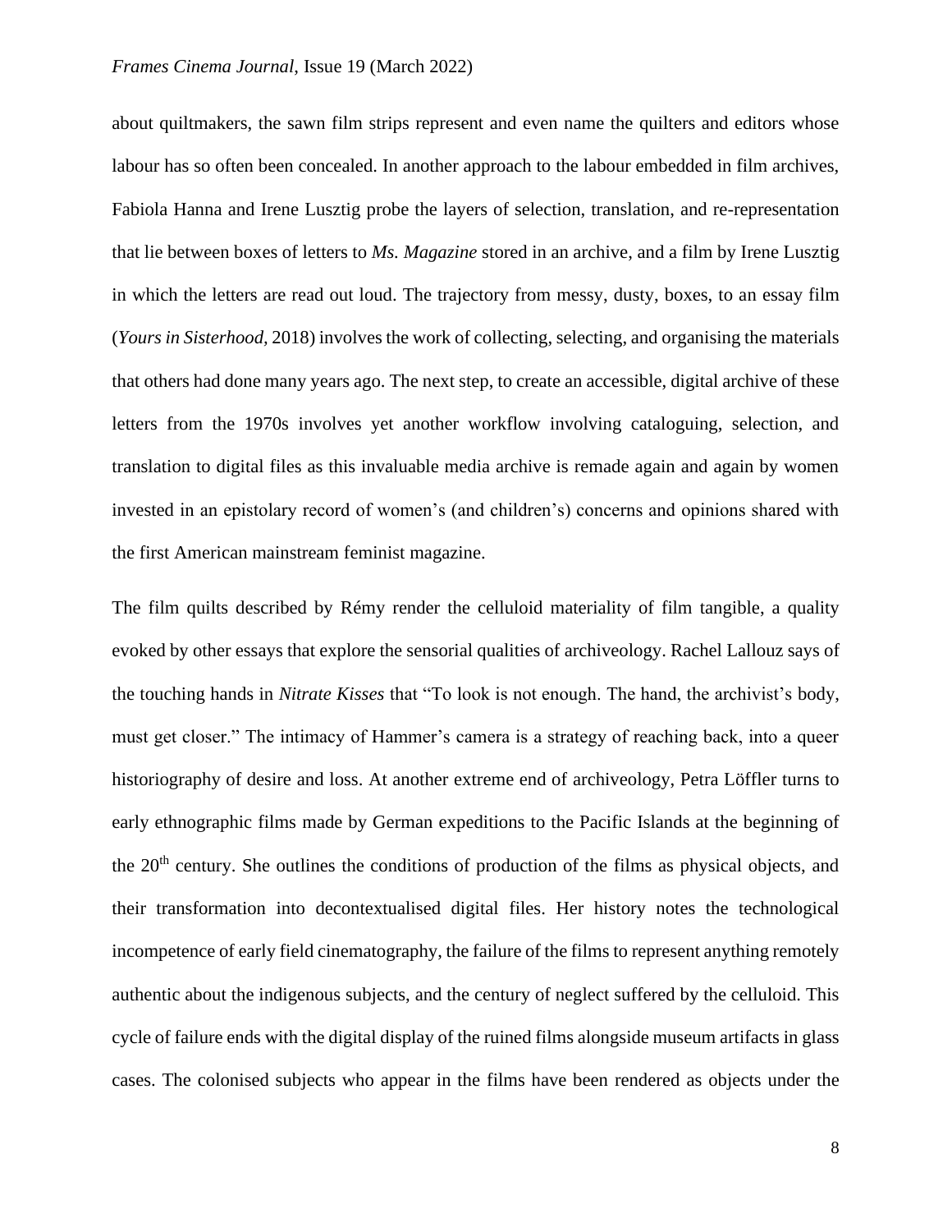about quiltmakers, the sawn film strips represent and even name the quilters and editors whose labour has so often been concealed. In another approach to the labour embedded in film archives, Fabiola Hanna and Irene Lusztig probe the layers of selection, translation, and re-representation that lie between boxes of letters to *Ms. Magazine* stored in an archive, and a film by Irene Lusztig in which the letters are read out loud. The trajectory from messy, dusty, boxes, to an essay film (*Yours in Sisterhood,* 2018) involves the work of collecting, selecting, and organising the materials that others had done many years ago. The next step, to create an accessible, digital archive of these letters from the 1970s involves yet another workflow involving cataloguing, selection, and translation to digital files as this invaluable media archive is remade again and again by women invested in an epistolary record of women's (and children's) concerns and opinions shared with the first American mainstream feminist magazine.

The film quilts described by Rémy render the celluloid materiality of film tangible, a quality evoked by other essays that explore the sensorial qualities of archiveology. Rachel Lallouz says of the touching hands in *Nitrate Kisses* that "To look is not enough. The hand, the archivist's body, must get closer." The intimacy of Hammer's camera is a strategy of reaching back, into a queer historiography of desire and loss. At another extreme end of archiveology, Petra Löffler turns to early ethnographic films made by German expeditions to the Pacific Islands at the beginning of the 20th century. She outlines the conditions of production of the films as physical objects, and their transformation into decontextualised digital files. Her history notes the technological incompetence of early field cinematography, the failure of the films to represent anything remotely authentic about the indigenous subjects, and the century of neglect suffered by the celluloid. This cycle of failure ends with the digital display of the ruined films alongside museum artifacts in glass cases. The colonised subjects who appear in the films have been rendered as objects under the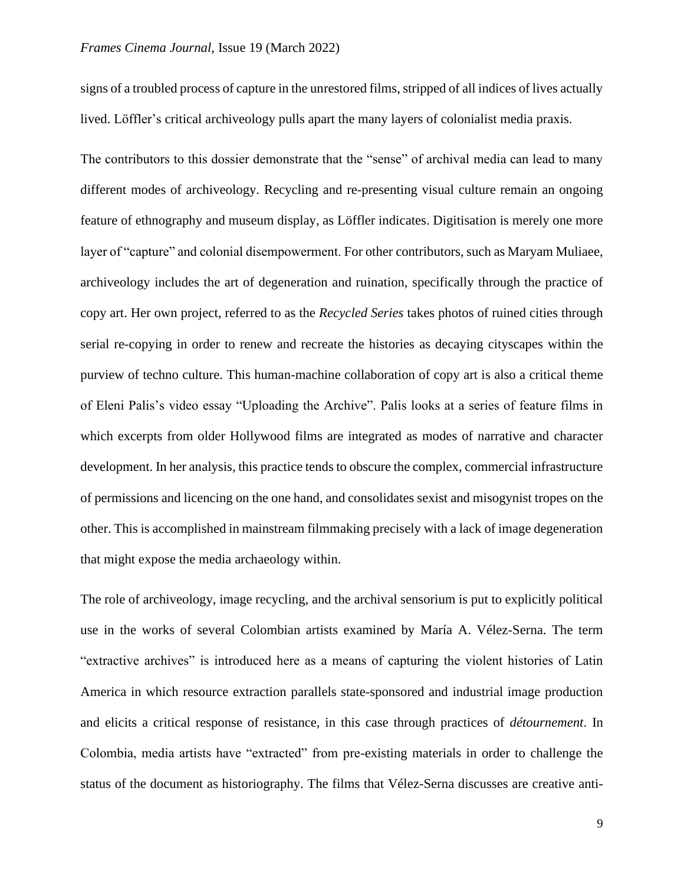signs of a troubled process of capture in the unrestored films, stripped of all indices of lives actually lived. Löffler's critical archiveology pulls apart the many layers of colonialist media praxis.

The contributors to this dossier demonstrate that the "sense" of archival media can lead to many different modes of archiveology. Recycling and re-presenting visual culture remain an ongoing feature of ethnography and museum display, as Löffler indicates. Digitisation is merely one more layer of "capture" and colonial disempowerment. For other contributors, such as Maryam Muliaee, archiveology includes the art of degeneration and ruination, specifically through the practice of copy art. Her own project, referred to as the *Recycled Series* takes photos of ruined cities through serial re-copying in order to renew and recreate the histories as decaying cityscapes within the purview of techno culture. This human-machine collaboration of copy art is also a critical theme of Eleni Palis's video essay "Uploading the Archive". Palis looks at a series of feature films in which excerpts from older Hollywood films are integrated as modes of narrative and character development. In her analysis, this practice tends to obscure the complex, commercial infrastructure of permissions and licencing on the one hand, and consolidates sexist and misogynist tropes on the other. This is accomplished in mainstream filmmaking precisely with a lack of image degeneration that might expose the media archaeology within.

The role of archiveology, image recycling, and the archival sensorium is put to explicitly political use in the works of several Colombian artists examined by María A. Vélez-Serna. The term "extractive archives" is introduced here as a means of capturing the violent histories of Latin America in which resource extraction parallels state-sponsored and industrial image production and elicits a critical response of resistance, in this case through practices of *détournement*. In Colombia, media artists have "extracted" from pre-existing materials in order to challenge the status of the document as historiography. The films that Vélez-Serna discusses are creative anti-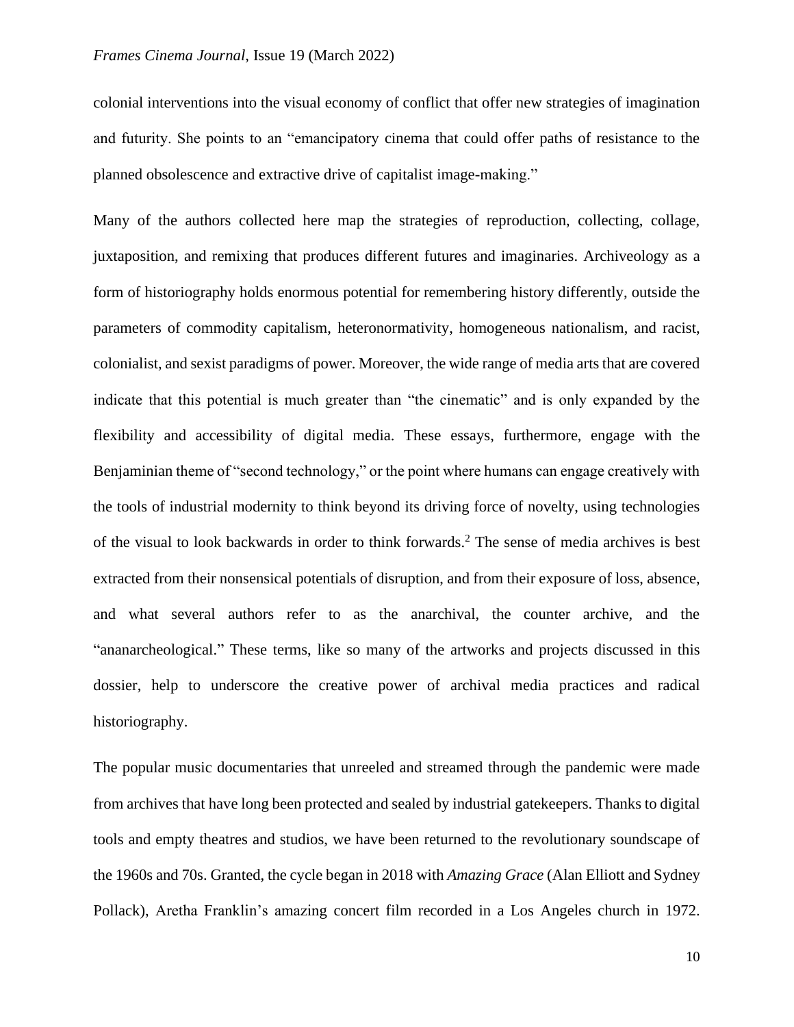colonial interventions into the visual economy of conflict that offer new strategies of imagination and futurity. She points to an "emancipatory cinema that could offer paths of resistance to the planned obsolescence and extractive drive of capitalist image-making."

Many of the authors collected here map the strategies of reproduction, collecting, collage, juxtaposition, and remixing that produces different futures and imaginaries. Archiveology as a form of historiography holds enormous potential for remembering history differently, outside the parameters of commodity capitalism, heteronormativity, homogeneous nationalism, and racist, colonialist, and sexist paradigms of power. Moreover, the wide range of media arts that are covered indicate that this potential is much greater than "the cinematic" and is only expanded by the flexibility and accessibility of digital media. These essays, furthermore, engage with the Benjaminian theme of "second technology," or the point where humans can engage creatively with the tools of industrial modernity to think beyond its driving force of novelty, using technologies of the visual to look backwards in order to think forwards.[2] The sense of media archives is best extracted from their nonsensical potentials of disruption, and from their exposure of loss, absence, and what several authors refer to as the anarchival, the counter archive, and the "ananarcheological." These terms, like so many of the artworks and projects discussed in this dossier, help to underscore the creative power of archival media practices and radical historiography.

The popular music documentaries that unreeled and streamed through the pandemic were made from archives that have long been protected and sealed by industrial gatekeepers. Thanks to digital tools and empty theatres and studios, we have been returned to the revolutionary soundscape of the 1960s and 70s. Granted, the cycle began in 2018 with *Amazing Grace* (Alan Elliott and Sydney Pollack), Aretha Franklin's amazing concert film recorded in a Los Angeles church in 1972.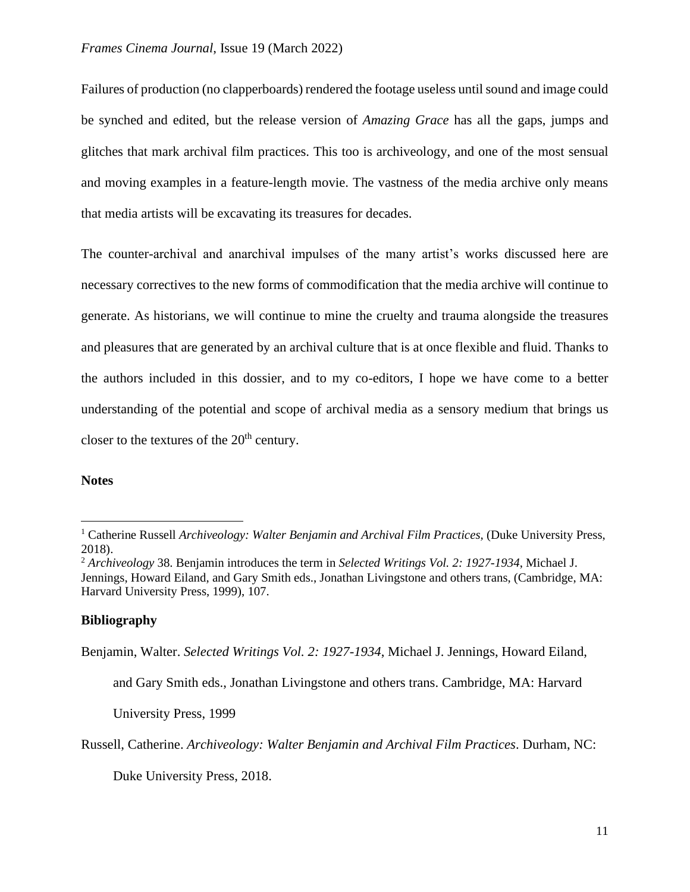Failures of production (no clapperboards) rendered the footage useless until sound and image could be synched and edited, but the release version of *Amazing Grace* has all the gaps, jumps and glitches that mark archival film practices. This too is archiveology, and one of the most sensual and moving examples in a feature-length movie. The vastness of the media archive only means that media artists will be excavating its treasures for decades.

The counter-archival and anarchival impulses of the many artist's works discussed here are necessary correctives to the new forms of commodification that the media archive will continue to generate. As historians, we will continue to mine the cruelty and trauma alongside the treasures and pleasures that are generated by an archival culture that is at once flexible and fluid. Thanks to the authors included in this dossier, and to my co-editors, I hope we have come to a better understanding of the potential and scope of archival media as a sensory medium that brings us closer to the textures of the 20th century.

**Notes**

[1] Catherine Russell *Archiveology: Walter Benjamin and Archival Film Practices*, (Duke University Press, 2018).

[2] *Archiveology* 38. Benjamin introduces the term in *Selected Writings Vol. 2: 1927-1934*, Michael J. Jennings, Howard Eiland, and Gary Smith eds., Jonathan Livingstone and others trans, (Cambridge, MA: Harvard University Press, 1999), 107.

## Bibliography

Benjamin, Walter. *Selected Writings Vol. 2: 1927-1934*, Michael J. Jennings, Howard Eiland, and Gary Smith eds., Jonathan Livingstone and others trans. Cambridge, MA: Harvard University Press, 1999

Russell, Catherine. *Archiveology: Walter Benjamin and Archival Film Practices*. Durham, NC: Duke University Press, 2018.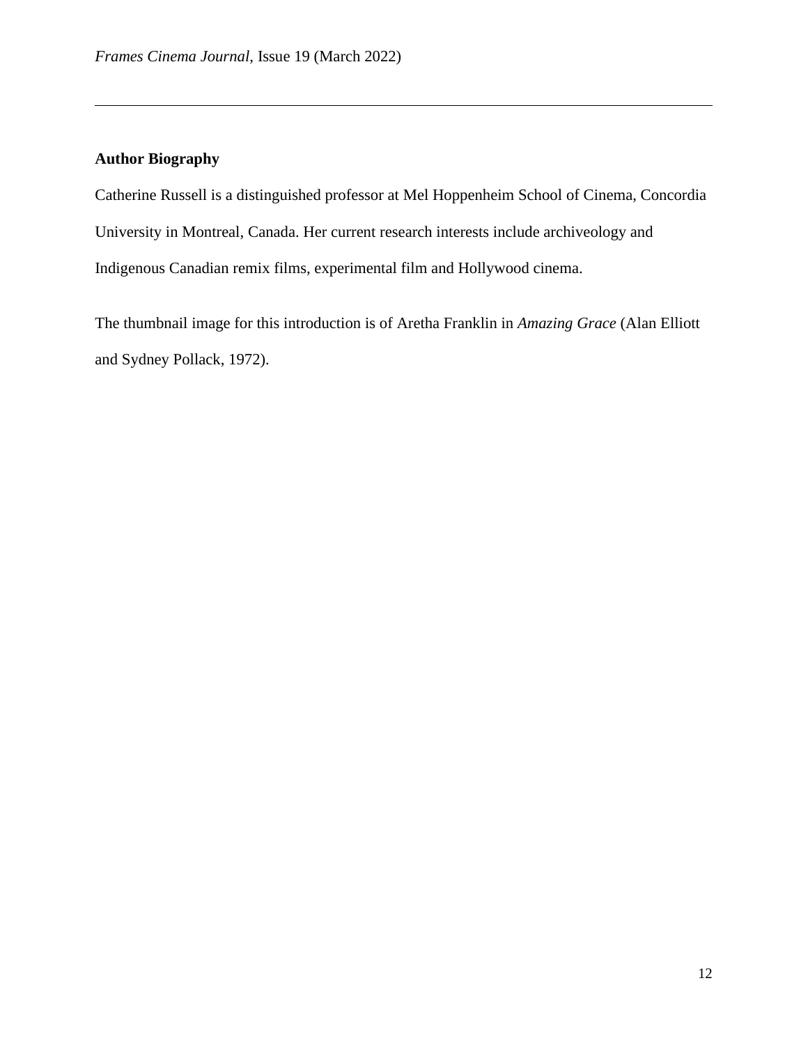**Author Biography**

Catherine Russell is a distinguished professor at Mel Hoppenheim School of Cinema, Concordia University in Montreal, Canada. Her current research interests include archiveology and Indigenous Canadian remix films, experimental film and Hollywood cinema.

The thumbnail image for this introduction is of Aretha Franklin in *Amazing Grace* (Alan Elliott and Sydney Pollack, 1972).